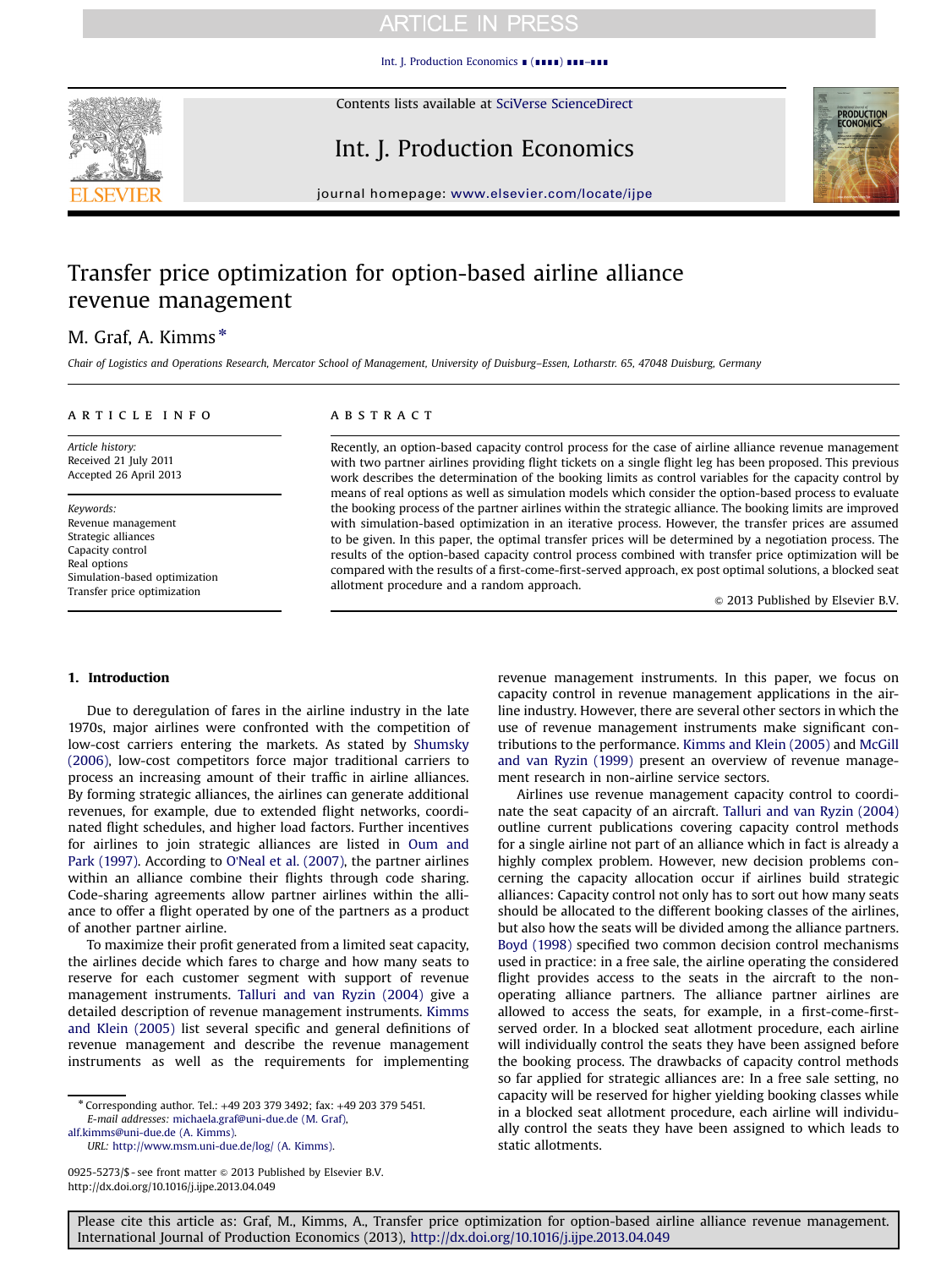# Transfer price optimization for option-based airline alliance revenue management

M. Graf, A. Kimms*

*Chair of Logistics and Operations Research, Mercator School of Management, University of Duisburg–Essen, Lotharstr. 65, 47048 Duisburg, Germany*

## ARTICLE INFO

*Article history:*
Received 21 July 2011
Accepted 26 April 2013

*Keywords:*
Revenue management
Strategic alliances
Capacity control
Real options
Simulation-based optimization
Transfer price optimization

## ABSTRACT

Recently, an option-based capacity control process for the case of airline alliance revenue management with two partner airlines providing flight tickets on a single flight leg has been proposed. This previous work describes the determination of the booking limits as control variables for the capacity control by means of real options as well as simulation models which consider the option-based process to evaluate the booking process of the partner airlines within the strategic alliance. The booking limits are improved with simulation-based optimization in an iterative process. However, the transfer prices are assumed to be given. In this paper, the optimal transfer prices will be determined by a negotiation process. The results of the option-based capacity control process combined with transfer price optimization will be compared with the results of a first-come-first-served approach, ex post optimal solutions, a blocked seat allotment procedure and a random approach.

© 2013 Published by Elsevier B.V.

## 1. Introduction

Due to deregulation of fares in the airline industry in the late 1970s, major airlines were confronted with the competition of low-cost carriers entering the markets. As stated by Shumsky (2006), low-cost competitors force major traditional carriers to process an increasing amount of their traffic in airline alliances. By forming strategic alliances, the airlines can generate additional revenues, for example, due to extended flight networks, coordinated flight schedules, and higher load factors. Further incentives for airlines to join strategic alliances are listed in Oum and Park (1997). According to O'Neal et al. (2007), the partner airlines within an alliance combine their flights through code sharing. Code-sharing agreements allow partner airlines within the alliance to offer a flight operated by one of the partners as a product of another partner airline.

To maximize their profit generated from a limited seat capacity, the airlines decide which fares to charge and how many seats to reserve for each customer segment with support of revenue management instruments. Talluri and van Ryzin (2004) give a detailed description of revenue management instruments. Kimms and Klein (2005) list several specific and general definitions of revenue management and describe the revenue management instruments as well as the requirements for implementing revenue management instruments. In this paper, we focus on capacity control in revenue management applications in the airline industry. However, there are several other sectors in which the use of revenue management instruments make significant contributions to the performance. Kimms and Klein (2005) and McGill and van Ryzin (1999) present an overview of revenue management research in non-airline service sectors.

Airlines use revenue management capacity control to coordinate the seat capacity of an aircraft. Talluri and van Ryzin (2004) outline current publications covering capacity control methods for a single airline not part of an alliance which in fact is already a highly complex problem. However, new decision problems concerning the capacity allocation occur if airlines build strategic alliances: Capacity control not only has to sort out how many seats should be allocated to the different booking classes of the airlines, but also how the seats will be divided among the alliance partners. Boyd (1998) specified two common decision control mechanisms used in practice: in a free sale, the airline operating the considered flight provides access to the seats in the aircraft to the non-operating alliance partners. The alliance partner airlines are allowed to access the seats, for example, in a first-come-first-served order. In a blocked seat allotment procedure, each airline will individually control the seats they have been assigned before the booking process. The drawbacks of capacity control methods so far applied for strategic alliances are: In a free sale setting, no capacity will be reserved for higher yielding booking classes while in a blocked seat allotment procedure, each airline will individually control the seats they have been assigned to which leads to static allotments.

---

* Corresponding author. Tel.: +49 203 379 3492; fax: +49 203 379 5451.
*E-mail addresses:* michaela.graf@uni-due.de (M. Graf), alf.kimms@uni-due.de (A. Kimms).
*URL:* http://www.msm.uni-due.de/log/ (A. Kimms).

0925-5273/$ - see front matter © 2013 Published by Elsevier B.V.
http://dx.doi.org/10.1016/j.ijpe.2013.04.049

Please cite this article as: Graf, M., Kimms, A., Transfer price optimization for option-based airline alliance revenue management. International Journal of Production Economics (2013), http://dx.doi.org/10.1016/j.ijpe.2013.04.049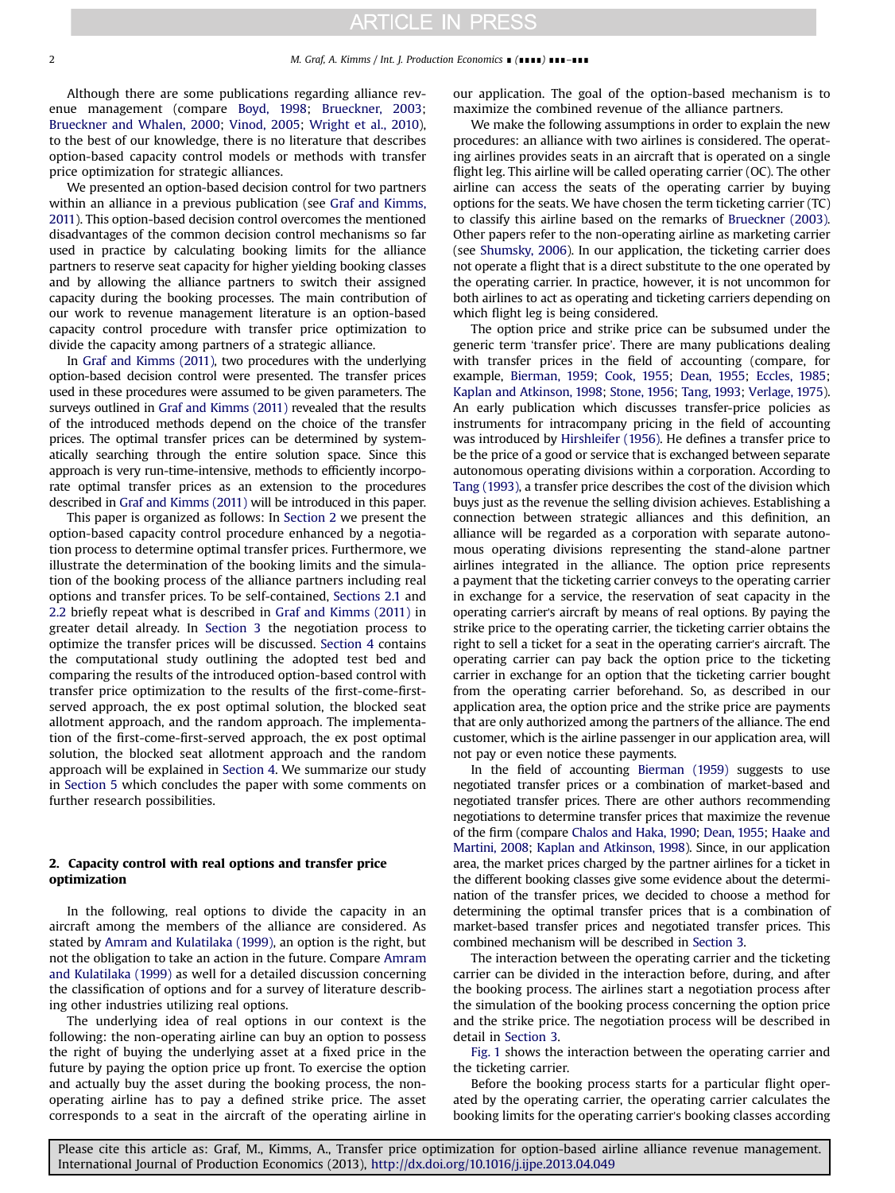Although there are some publications regarding alliance revenue management (compare Boyd, 1998; Brueckner, 2003; Brueckner and Whalen, 2000; Vinod, 2005; Wright et al., 2010), to the best of our knowledge, there is no literature that describes option-based capacity control models or methods with transfer price optimization for strategic alliances.

We presented an option-based decision control for two partners within an alliance in a previous publication (see Graf and Kimms, 2011). This option-based decision control overcomes the mentioned disadvantages of the common decision control mechanisms so far used in practice by calculating booking limits for the alliance partners to reserve seat capacity for higher yielding booking classes and by allowing the alliance partners to switch their assigned capacity during the booking processes. The main contribution of our work to revenue management literature is an option-based capacity control procedure with transfer price optimization to divide the capacity among partners of a strategic alliance.

In Graf and Kimms (2011), two procedures with the underlying option-based decision control were presented. The transfer prices used in these procedures were assumed to be given parameters. The surveys outlined in Graf and Kimms (2011) revealed that the results of the introduced methods depend on the choice of the transfer prices. The optimal transfer prices can be determined by systematically searching through the entire solution space. Since this approach is very run-time-intensive, methods to efficiently incorporate optimal transfer prices as an extension to the procedures described in Graf and Kimms (2011) will be introduced in this paper.

This paper is organized as follows: In Section 2 we present the option-based capacity control procedure enhanced by a negotiation process to determine optimal transfer prices. Furthermore, we illustrate the determination of the booking limits and the simulation of the booking process of the alliance partners including real options and transfer prices. To be self-contained, Sections 2.1 and 2.2 briefly repeat what is described in Graf and Kimms (2011) in greater detail already. In Section 3 the negotiation process to optimize the transfer prices will be discussed. Section 4 contains the computational study outlining the adopted test bed and comparing the results of the introduced option-based control with transfer price optimization to the results of the first-come-first-served approach, the ex post optimal solution, the blocked seat allotment approach, and the random approach. The implementation of the first-come-first-served approach, the ex post optimal solution, the blocked seat allotment approach and the random approach will be explained in Section 4. We summarize our study in Section 5 which concludes the paper with some comments on further research possibilities.

## 2. Capacity control with real options and transfer price optimization

In the following, real options to divide the capacity in an aircraft among the members of the alliance are considered. As stated by Amram and Kulatilaka (1999), an option is the right, but not the obligation to take an action in the future. Compare Amram and Kulatilaka (1999) as well for a detailed discussion concerning the classification of options and for a survey of literature describing other industries utilizing real options.

The underlying idea of real options in our context is the following: the non-operating airline can buy an option to possess the right of buying the underlying asset at a fixed price in the future by paying the option price up front. To exercise the option and actually buy the asset during the booking process, the non-operating airline has to pay a defined strike price. The asset corresponds to a seat in the aircraft of the operating airline in our application. The goal of the option-based mechanism is to maximize the combined revenue of the alliance partners.

We make the following assumptions in order to explain the new procedures: an alliance with two airlines is considered. The operating airlines provides seats in an aircraft that is operated on a single flight leg. This airline will be called operating carrier (OC). The other airline can access the seats of the operating carrier by buying options for the seats. We have chosen the term ticketing carrier (TC) to classify this airline based on the remarks of Brueckner (2003). Other papers refer to the non-operating airline as marketing carrier (see Shumsky, 2006). In our application, the ticketing carrier does not operate a flight that is a direct substitute to the one operated by the operating carrier. In practice, however, it is not uncommon for both airlines to act as operating and ticketing carriers depending on which flight leg is being considered.

The option price and strike price can be subsumed under the generic term 'transfer price'. There are many publications dealing with transfer prices in the field of accounting (compare, for example, Bierman, 1959; Cook, 1955; Dean, 1955; Eccles, 1985; Kaplan and Atkinson, 1998; Stone, 1956; Tang, 1993; Verlage, 1975). An early publication which discusses transfer-price policies as instruments for intracompany pricing in the field of accounting was introduced by Hirshleifer (1956). He defines a transfer price to be the price of a good or service that is exchanged between separate autonomous operating divisions within a corporation. According to Tang (1993), a transfer price describes the cost of the division which buys just as the revenue the selling division achieves. Establishing a connection between strategic alliances and this definition, an alliance will be regarded as a corporation with separate autonomous operating divisions representing the stand-alone partner airlines integrated in the alliance. The option price represents a payment that the ticketing carrier conveys to the operating carrier in exchange for a service, the reservation of seat capacity in the operating carrier's aircraft by means of real options. By paying the strike price to the operating carrier, the ticketing carrier obtains the right to sell a ticket for a seat in the operating carrier's aircraft. The operating carrier can pay back the option price to the ticketing carrier in exchange for an option that the ticketing carrier bought from the operating carrier beforehand. So, as described in our application area, the option price and the strike price are payments that are only authorized among the partners of the alliance. The end customer, which is the airline passenger in our application area, will not pay or even notice these payments.

In the field of accounting Bierman (1959) suggests to use negotiated transfer prices or a combination of market-based and negotiated transfer prices. There are other authors recommending negotiations to determine transfer prices that maximize the revenue of the firm (compare Chalos and Haka, 1990; Dean, 1955; Haake and Martini, 2008; Kaplan and Atkinson, 1998). Since, in our application area, the market prices charged by the partner airlines for a ticket in the different booking classes give some evidence about the determination of the transfer prices, we decided to choose a method for determining the optimal transfer prices that is a combination of market-based transfer prices and negotiated transfer prices. This combined mechanism will be described in Section 3.

The interaction between the operating carrier and the ticketing carrier can be divided in the interaction before, during, and after the booking process. The airlines start a negotiation process after the simulation of the booking process concerning the option price and the strike price. The negotiation process will be described in detail in Section 3.

Fig. 1 shows the interaction between the operating carrier and the ticketing carrier.

Before the booking process starts for a particular flight operated by the operating carrier, the operating carrier calculates the booking limits for the operating carrier's booking classes according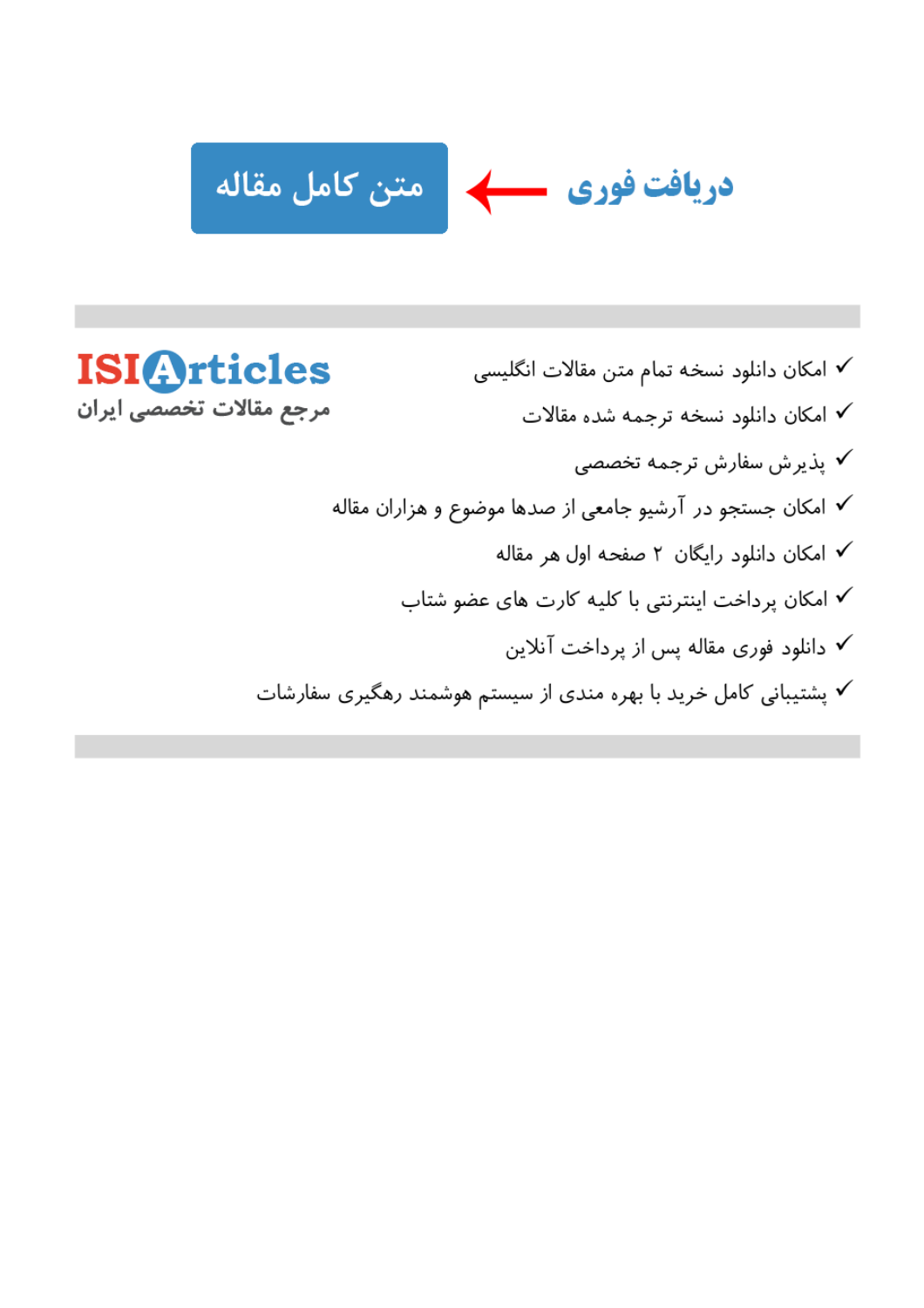دریافت فوری ← متن کامل مقاله

**ISIArticles**
مرجع مقالات تخصصی ایران

- ✓ امکان دانلود نسخه تمام متن مقالات انگلیسی
- ✓ امکان دانلود نسخه ترجمه شده مقالات
- ✓ پذیرش سفارش ترجمه تخصصی
- ✓ امکان جستجو در آرشیو جامعی از صدها موضوع و هزاران مقاله
- ✓ امکان دانلود رایگان ۲ صفحه اول هر مقاله
- ✓ امکان پرداخت اینترنتی با کلیه کارت های عضو شتاب
- ✓ دانلود فوری مقاله پس از پرداخت آنلاین
- ✓ پشتیبانی کامل خرید با بهره مندی از سیستم هوشمند رهگیری سفارشات